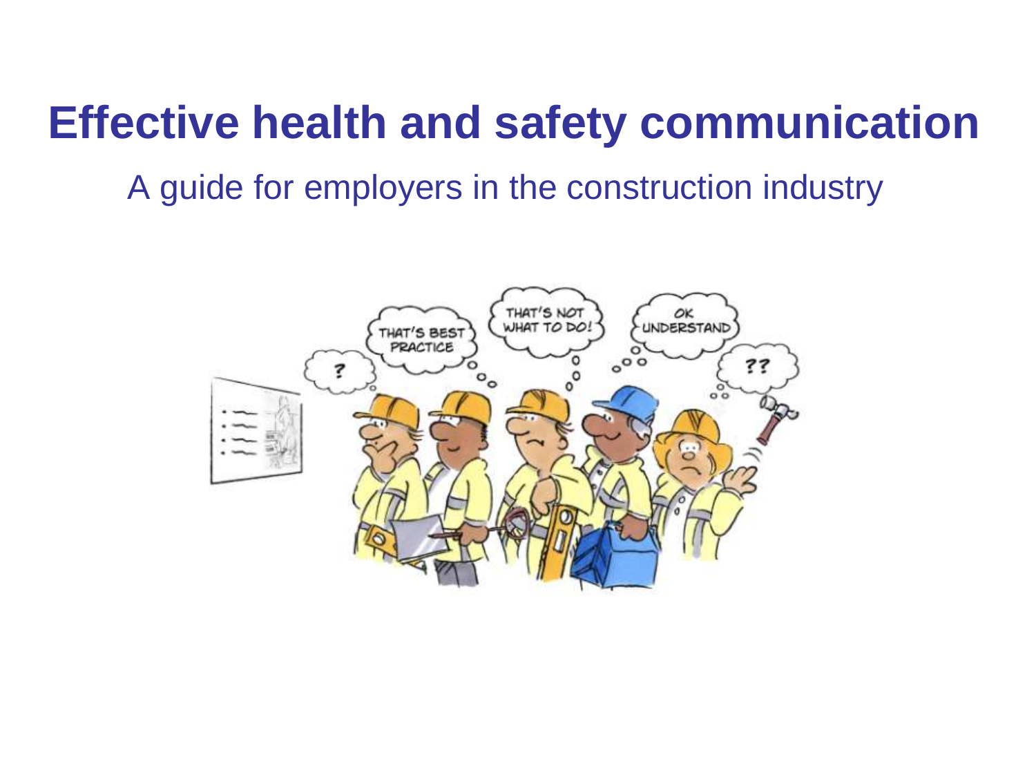# Effective health and safety communication

A guide for employers in the construction industry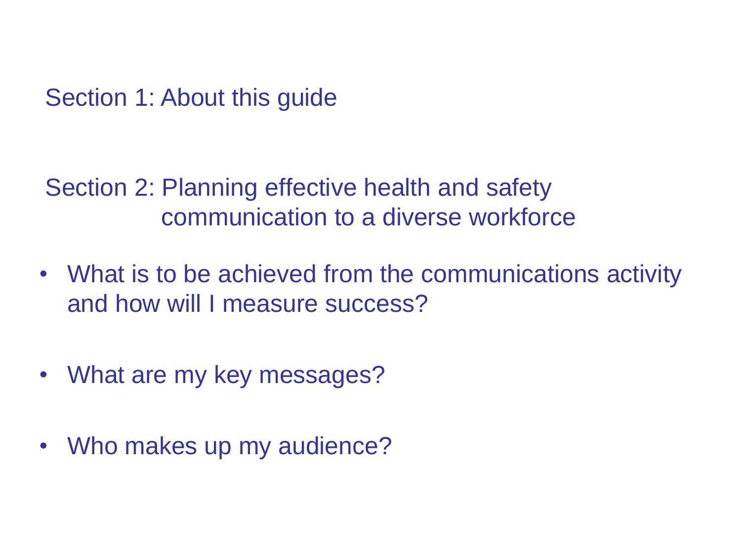Section 1: About this guide

Section 2: Planning effective health and safety communication to a diverse workforce

- What is to be achieved from the communications activity and how will I measure success?
- What are my key messages?
- Who makes up my audience?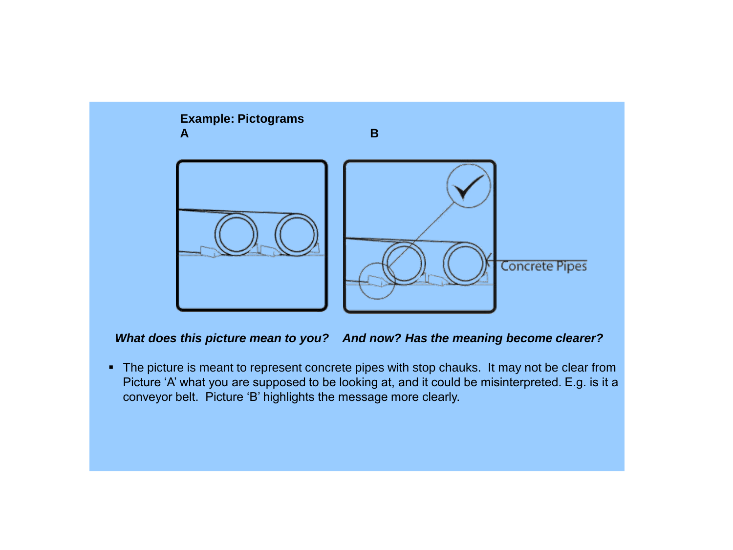**Example: Pictograms**

**A** **B**

Concrete Pipes

***What does this picture mean to you?*** ***And now? Has the meaning become clearer?***

- The picture is meant to represent concrete pipes with stop chauks. It may not be clear from Picture 'A' what you are supposed to be looking at, and it could be misinterpreted. E.g. is it a conveyor belt. Picture 'B' highlights the message more clearly.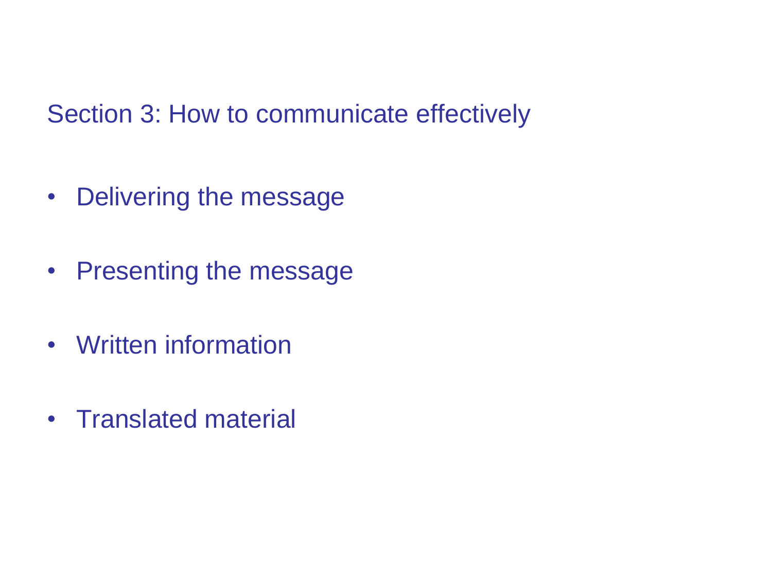## Section 3: How to communicate effectively

- Delivering the message
- Presenting the message
- Written information
- Translated material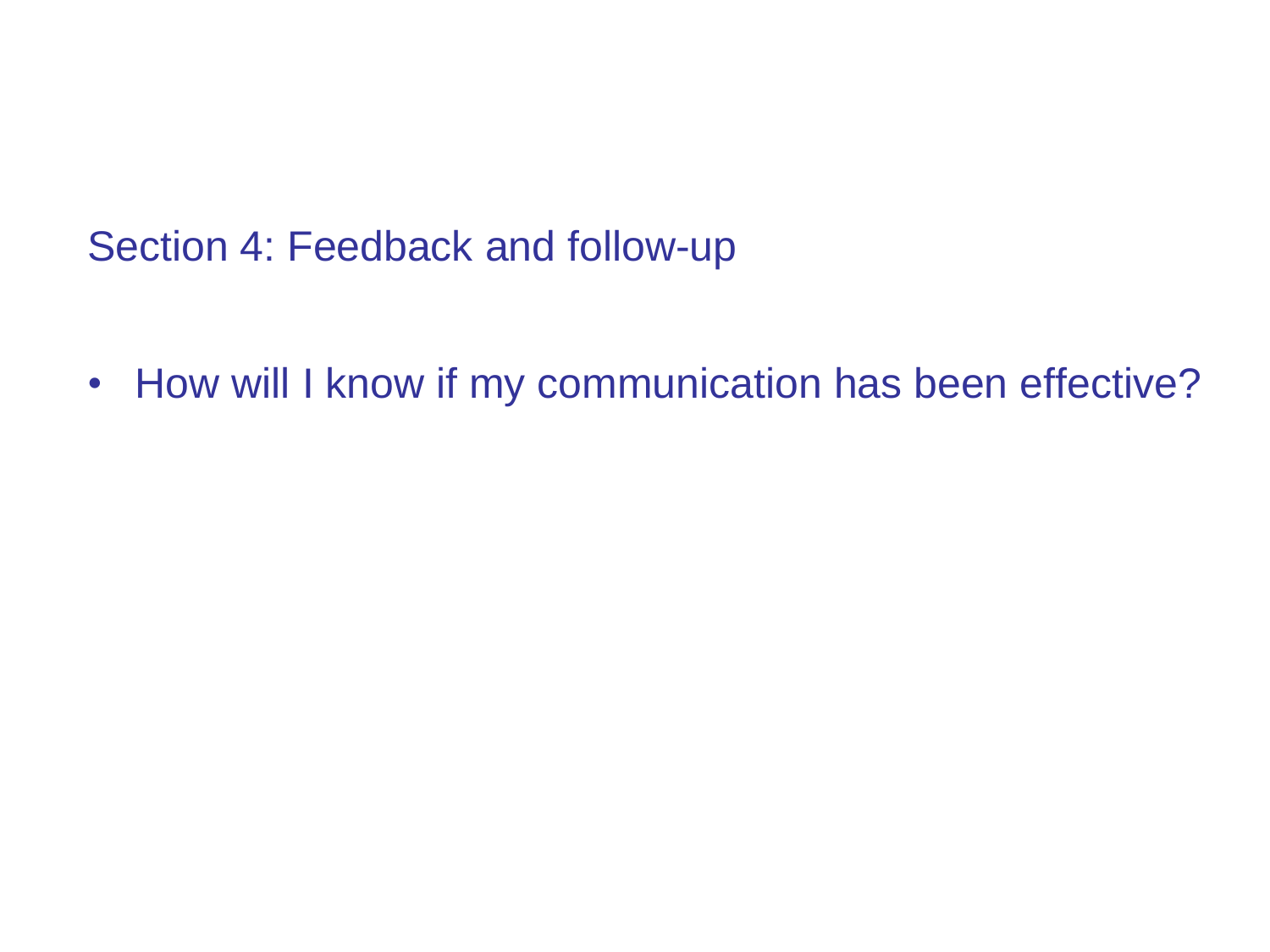## Section 4: Feedback and follow-up

- How will I know if my communication has been effective?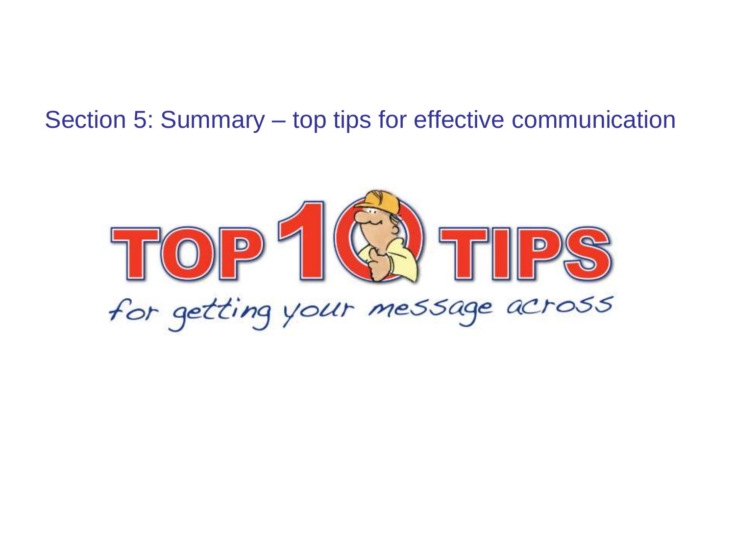## Section 5: Summary – top tips for effective communication

TOP 10 TIPS

*for getting your message across*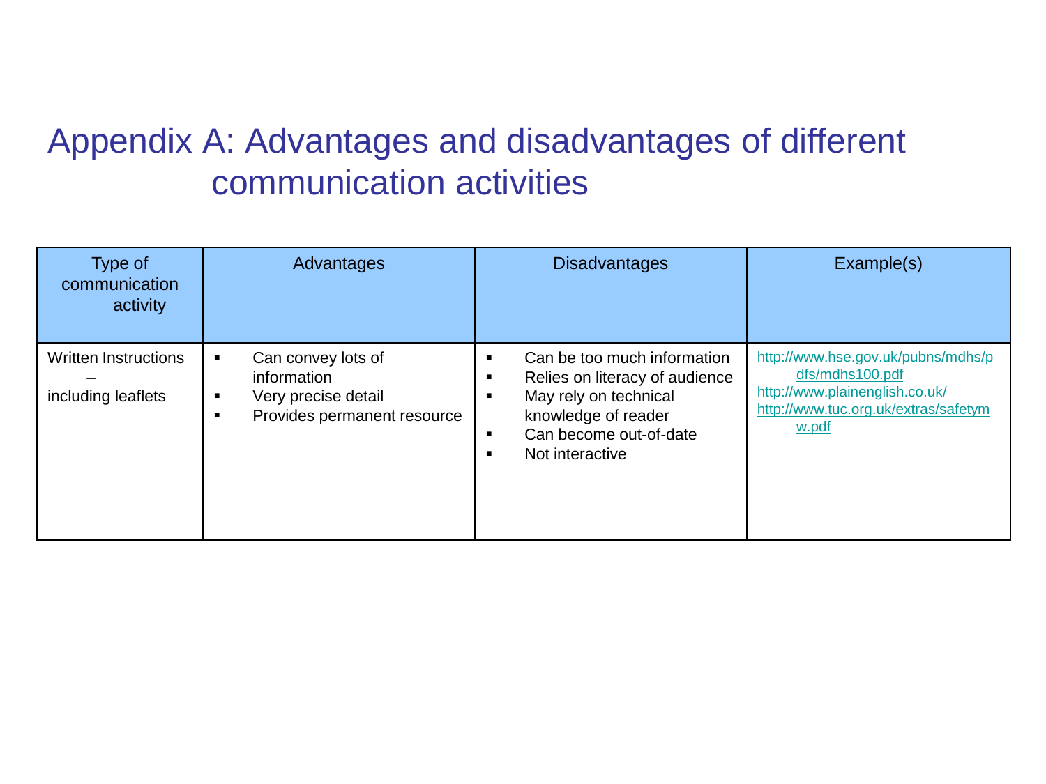# Appendix A: Advantages and disadvantages of different communication activities

| Type of communication activity | Advantages | Disadvantages | Example(s) |
| --- | --- | --- | --- |
| Written Instructions – including leaflets | ▪ Can convey lots of information<br>▪ Very precise detail<br>▪ Provides permanent resource | ▪ Can be too much information<br>▪ Relies on literacy of audience<br>▪ May rely on technical knowledge of reader<br>▪ Can become out-of-date<br>▪ Not interactive | http://www.hse.gov.uk/pubns/mdhs/pdfs/mdhs100.pdf<br>http://www.plainenglish.co.uk/<br>http://www.tuc.org.uk/extras/safetymw.pdf |